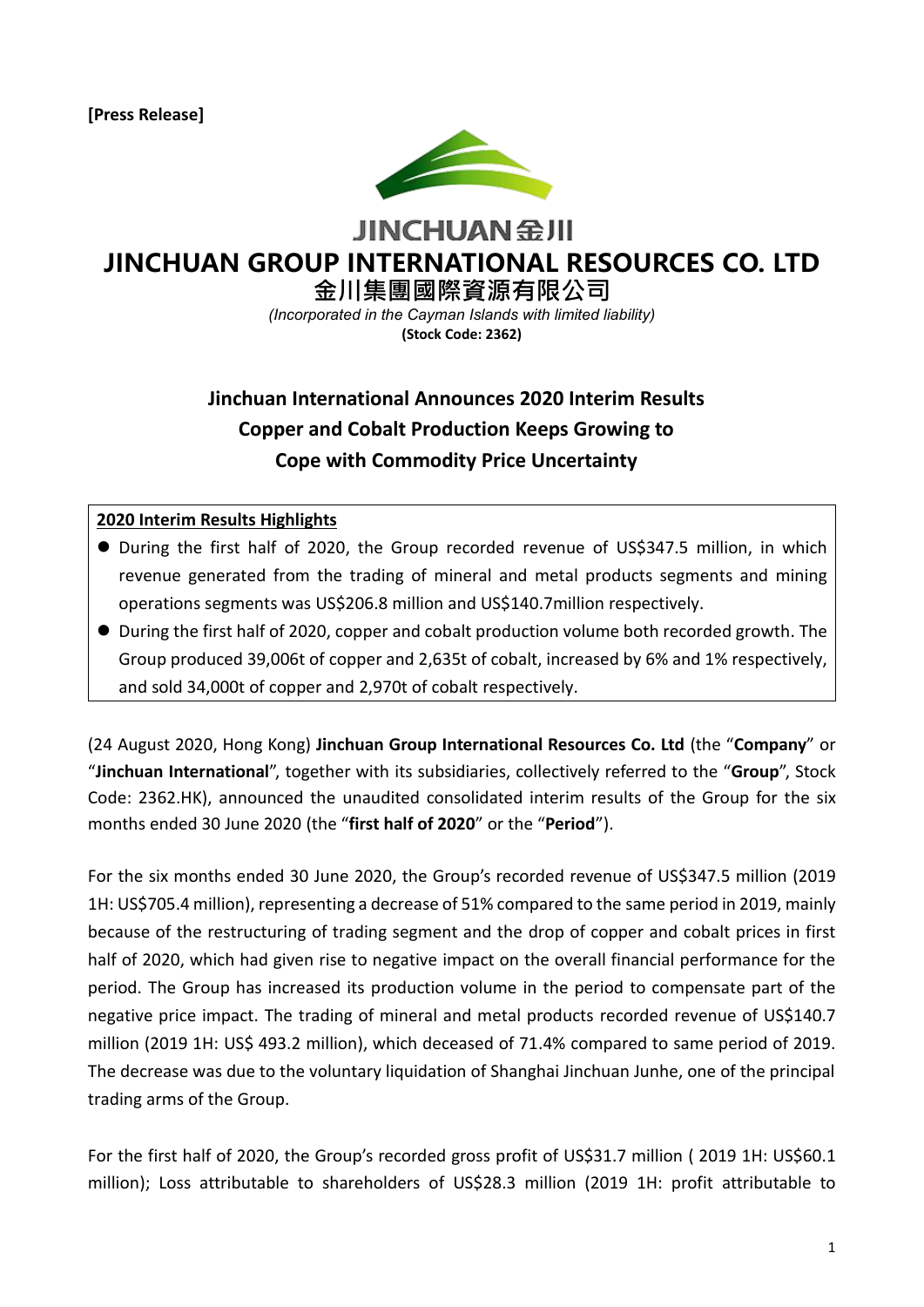**[Press Release]**

JINCHUAN 金川

# JINCHUAN GROUP INTERNATIONAL RESOURCES CO. LTD

## 金川集團國際資源有限公司

*(Incorporated in the Cayman Islands with limited liability)*

**(Stock Code: 2362)**

## Jinchuan International Announces 2020 Interim Results
## Copper and Cobalt Production Keeps Growing to
## Cope with Commodity Price Uncertainty

**2020 Interim Results Highlights**

- During the first half of 2020, the Group recorded revenue of US$347.5 million, in which revenue generated from the trading of mineral and metal products segments and mining operations segments was US$206.8 million and US$140.7million respectively.
- During the first half of 2020, copper and cobalt production volume both recorded growth. The Group produced 39,006t of copper and 2,635t of cobalt, increased by 6% and 1% respectively, and sold 34,000t of copper and 2,970t of cobalt respectively.

(24 August 2020, Hong Kong) **Jinchuan Group International Resources Co. Ltd** (the "**Company**" or "**Jinchuan International**", together with its subsidiaries, collectively referred to the "**Group**", Stock Code: 2362.HK), announced the unaudited consolidated interim results of the Group for the six months ended 30 June 2020 (the "**first half of 2020**" or the "**Period**").

For the six months ended 30 June 2020, the Group's recorded revenue of US$347.5 million (2019 1H: US$705.4 million), representing a decrease of 51% compared to the same period in 2019, mainly because of the restructuring of trading segment and the drop of copper and cobalt prices in first half of 2020, which had given rise to negative impact on the overall financial performance for the period. The Group has increased its production volume in the period to compensate part of the negative price impact. The trading of mineral and metal products recorded revenue of US$140.7 million (2019 1H: US$ 493.2 million), which deceased of 71.4% compared to same period of 2019. The decrease was due to the voluntary liquidation of Shanghai Jinchuan Junhe, one of the principal trading arms of the Group.

For the first half of 2020, the Group's recorded gross profit of US$31.7 million ( 2019 1H: US$60.1 million); Loss attributable to shareholders of US$28.3 million (2019 1H: profit attributable to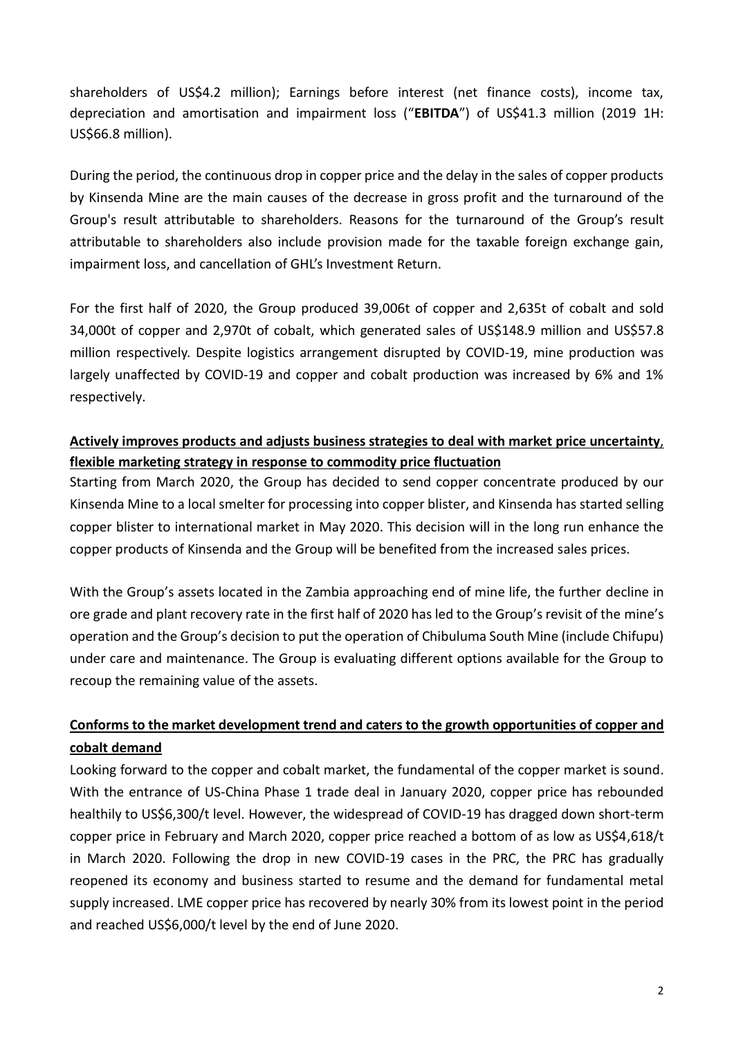shareholders of US$4.2 million); Earnings before interest (net finance costs), income tax, depreciation and amortisation and impairment loss ("**EBITDA**") of US$41.3 million (2019 1H: US$66.8 million).

During the period, the continuous drop in copper price and the delay in the sales of copper products by Kinsenda Mine are the main causes of the decrease in gross profit and the turnaround of the Group's result attributable to shareholders. Reasons for the turnaround of the Group's result attributable to shareholders also include provision made for the taxable foreign exchange gain, impairment loss, and cancellation of GHL's Investment Return.

For the first half of 2020, the Group produced 39,006t of copper and 2,635t of cobalt and sold 34,000t of copper and 2,970t of cobalt, which generated sales of US$148.9 million and US$57.8 million respectively. Despite logistics arrangement disrupted by COVID-19, mine production was largely unaffected by COVID-19 and copper and cobalt production was increased by 6% and 1% respectively.

**Actively improves products and adjusts business strategies to deal with market price uncertainty, flexible marketing strategy in response to commodity price fluctuation**

Starting from March 2020, the Group has decided to send copper concentrate produced by our Kinsenda Mine to a local smelter for processing into copper blister, and Kinsenda has started selling copper blister to international market in May 2020. This decision will in the long run enhance the copper products of Kinsenda and the Group will be benefited from the increased sales prices.

With the Group's assets located in the Zambia approaching end of mine life, the further decline in ore grade and plant recovery rate in the first half of 2020 has led to the Group's revisit of the mine's operation and the Group's decision to put the operation of Chibuluma South Mine (include Chifupu) under care and maintenance. The Group is evaluating different options available for the Group to recoup the remaining value of the assets.

**Conforms to the market development trend and caters to the growth opportunities of copper and cobalt demand**

Looking forward to the copper and cobalt market, the fundamental of the copper market is sound. With the entrance of US-China Phase 1 trade deal in January 2020, copper price has rebounded healthily to US$6,300/t level. However, the widespread of COVID-19 has dragged down short-term copper price in February and March 2020, copper price reached a bottom of as low as US$4,618/t in March 2020. Following the drop in new COVID-19 cases in the PRC, the PRC has gradually reopened its economy and business started to resume and the demand for fundamental metal supply increased. LME copper price has recovered by nearly 30% from its lowest point in the period and reached US$6,000/t level by the end of June 2020.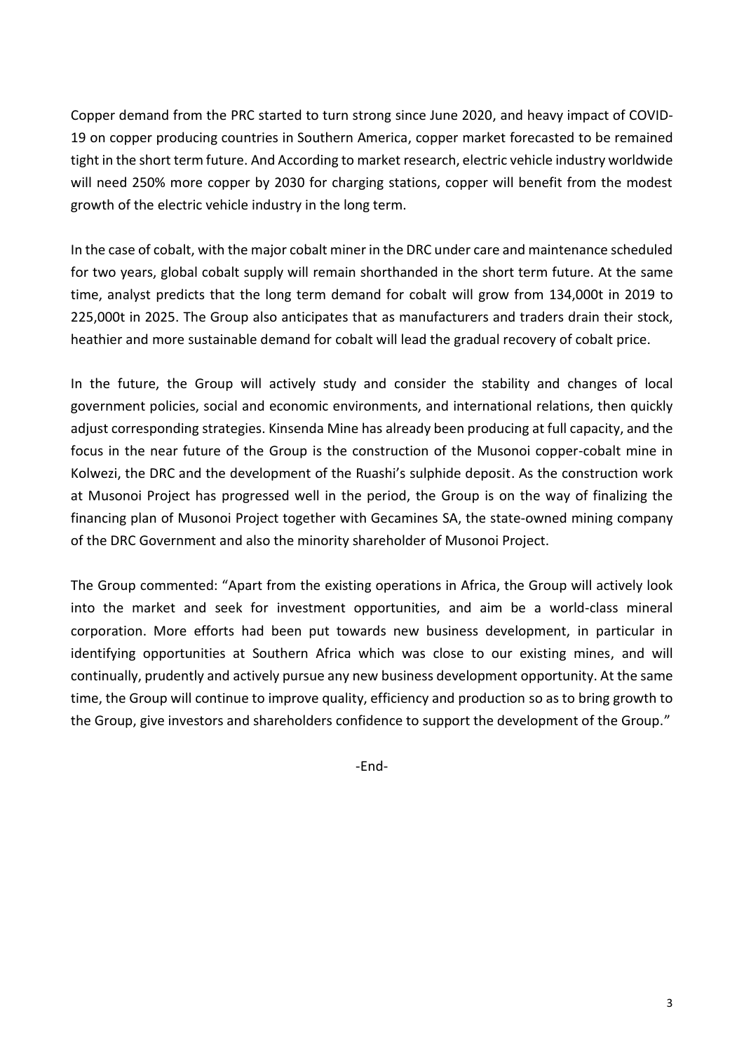Copper demand from the PRC started to turn strong since June 2020, and heavy impact of COVID-19 on copper producing countries in Southern America, copper market forecasted to be remained tight in the short term future. And According to market research, electric vehicle industry worldwide will need 250% more copper by 2030 for charging stations, copper will benefit from the modest growth of the electric vehicle industry in the long term.

In the case of cobalt, with the major cobalt miner in the DRC under care and maintenance scheduled for two years, global cobalt supply will remain shorthanded in the short term future. At the same time, analyst predicts that the long term demand for cobalt will grow from 134,000t in 2019 to 225,000t in 2025. The Group also anticipates that as manufacturers and traders drain their stock, heathier and more sustainable demand for cobalt will lead the gradual recovery of cobalt price.

In the future, the Group will actively study and consider the stability and changes of local government policies, social and economic environments, and international relations, then quickly adjust corresponding strategies. Kinsenda Mine has already been producing at full capacity, and the focus in the near future of the Group is the construction of the Musonoi copper-cobalt mine in Kolwezi, the DRC and the development of the Ruashi's sulphide deposit. As the construction work at Musonoi Project has progressed well in the period, the Group is on the way of finalizing the financing plan of Musonoi Project together with Gecamines SA, the state-owned mining company of the DRC Government and also the minority shareholder of Musonoi Project.

The Group commented: "Apart from the existing operations in Africa, the Group will actively look into the market and seek for investment opportunities, and aim be a world-class mineral corporation. More efforts had been put towards new business development, in particular in identifying opportunities at Southern Africa which was close to our existing mines, and will continually, prudently and actively pursue any new business development opportunity. At the same time, the Group will continue to improve quality, efficiency and production so as to bring growth to the Group, give investors and shareholders confidence to support the development of the Group."

-End-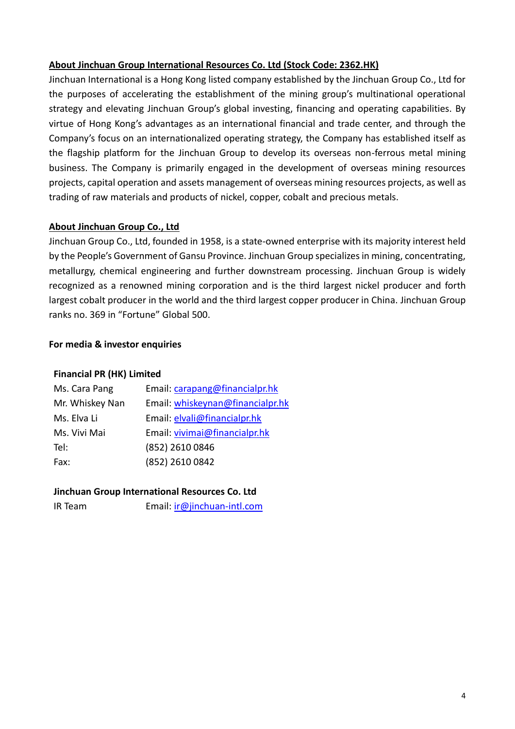**About Jinchuan Group International Resources Co. Ltd (Stock Code: 2362.HK)**

Jinchuan International is a Hong Kong listed company established by the Jinchuan Group Co., Ltd for the purposes of accelerating the establishment of the mining group's multinational operational strategy and elevating Jinchuan Group's global investing, financing and operating capabilities. By virtue of Hong Kong's advantages as an international financial and trade center, and through the Company's focus on an internationalized operating strategy, the Company has established itself as the flagship platform for the Jinchuan Group to develop its overseas non-ferrous metal mining business. The Company is primarily engaged in the development of overseas mining resources projects, capital operation and assets management of overseas mining resources projects, as well as trading of raw materials and products of nickel, copper, cobalt and precious metals.

**About Jinchuan Group Co., Ltd**

Jinchuan Group Co., Ltd, founded in 1958, is a state-owned enterprise with its majority interest held by the People's Government of Gansu Province. Jinchuan Group specializes in mining, concentrating, metallurgy, chemical engineering and further downstream processing. Jinchuan Group is widely recognized as a renowned mining corporation and is the third largest nickel producer and forth largest cobalt producer in the world and the third largest copper producer in China. Jinchuan Group ranks no. 369 in "Fortune" Global 500.

**For media & investor enquiries**

**Financial PR (HK) Limited**

| | |
|---|---|
| Ms. Cara Pang | Email: carapang@financialpr.hk |
| Mr. Whiskey Nan | Email: whiskeynan@financialpr.hk |
| Ms. Elva Li | Email: elvali@financialpr.hk |
| Ms. Vivi Mai | Email: vivimai@financialpr.hk |
| Tel: | (852) 2610 0846 |
| Fax: | (852) 2610 0842 |

**Jinchuan Group International Resources Co. Ltd**

| | |
|---|---|
| IR Team | Email: ir@jinchuan-intl.com |